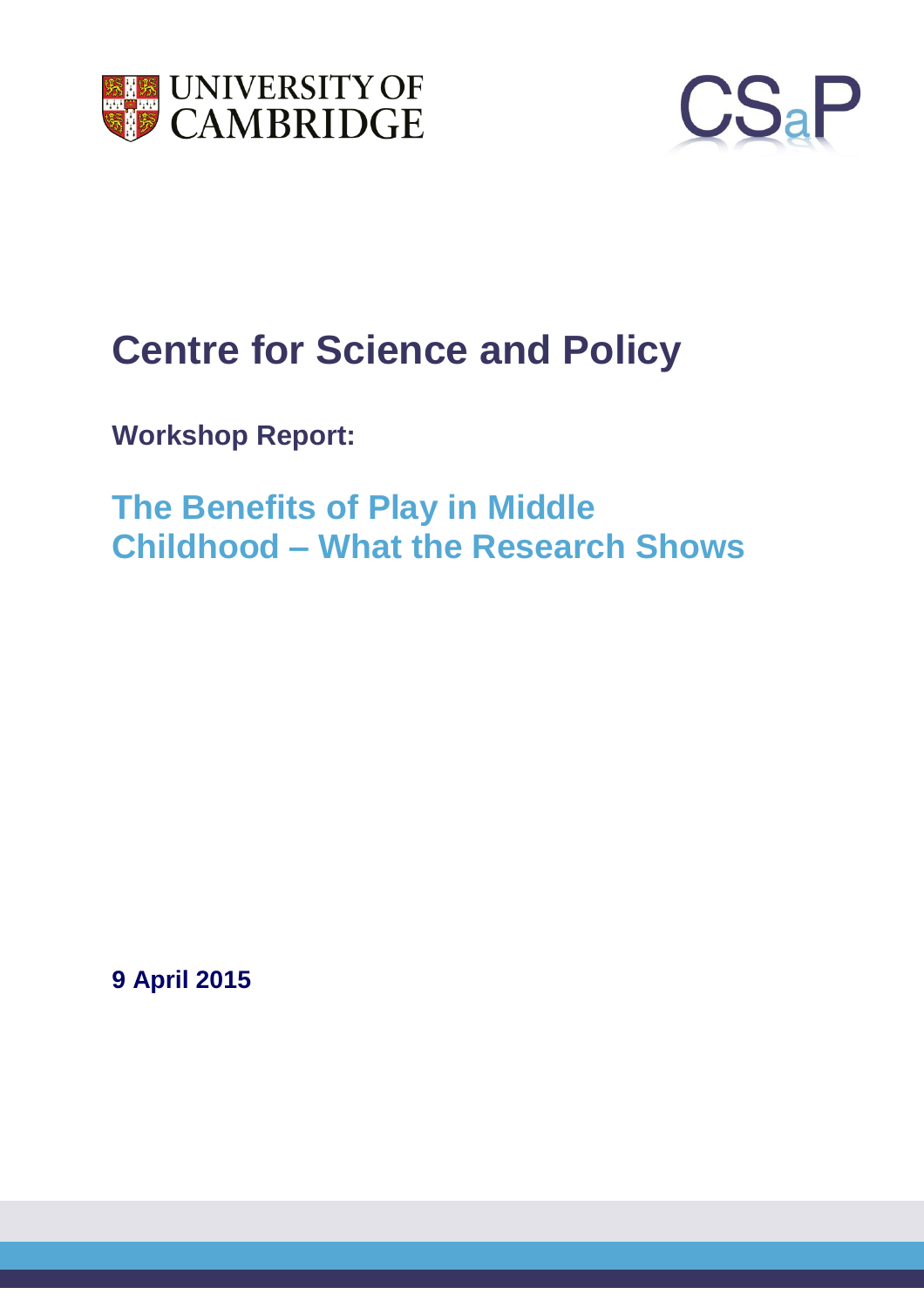UNIVERSITY OF CAMBRIDGE

CSaP

# Centre for Science and Policy

**Workshop Report:**

## The Benefits of Play in Middle Childhood – What the Research Shows

**9 April 2015**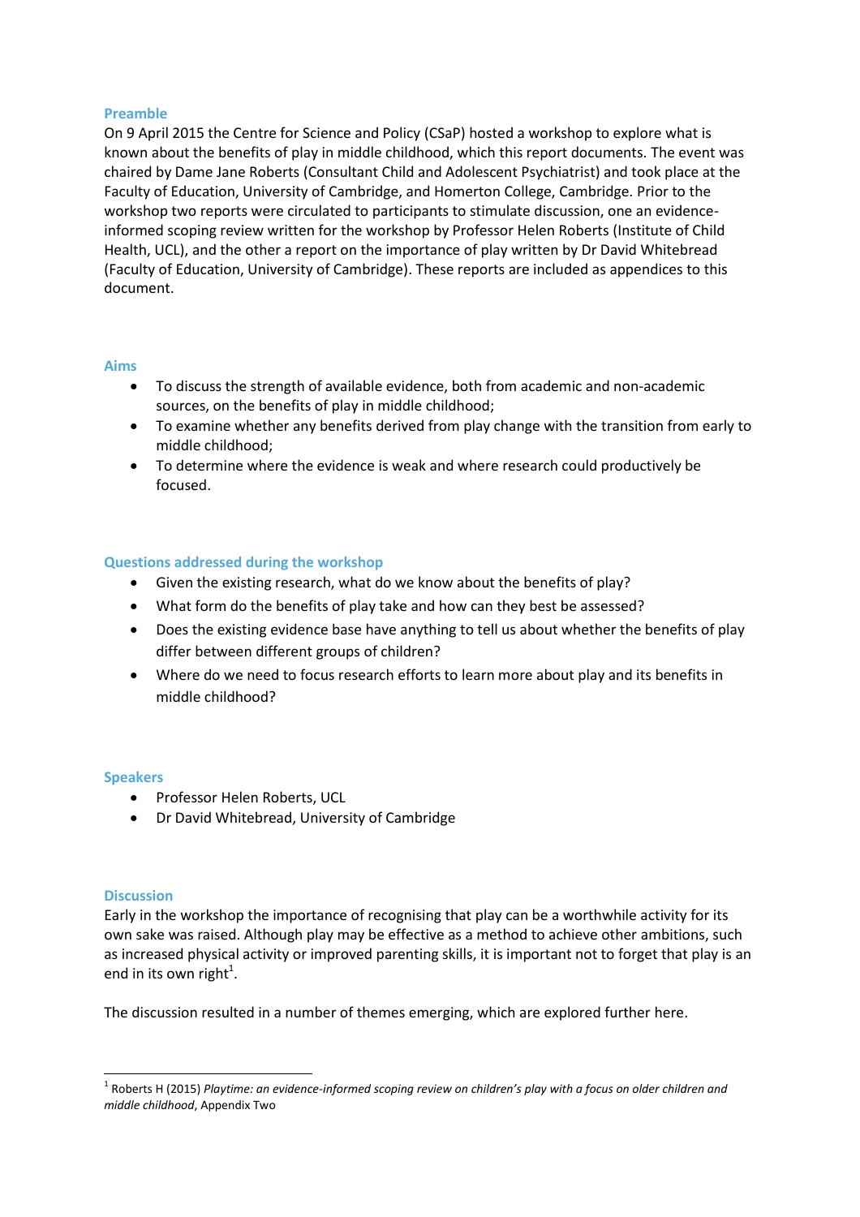## Preamble

On 9 April 2015 the Centre for Science and Policy (CSaP) hosted a workshop to explore what is known about the benefits of play in middle childhood, which this report documents. The event was chaired by Dame Jane Roberts (Consultant Child and Adolescent Psychiatrist) and took place at the Faculty of Education, University of Cambridge, and Homerton College, Cambridge. Prior to the workshop two reports were circulated to participants to stimulate discussion, one an evidence-informed scoping review written for the workshop by Professor Helen Roberts (Institute of Child Health, UCL), and the other a report on the importance of play written by Dr David Whitebread (Faculty of Education, University of Cambridge). These reports are included as appendices to this document.

## Aims

- To discuss the strength of available evidence, both from academic and non-academic sources, on the benefits of play in middle childhood;
- To examine whether any benefits derived from play change with the transition from early to middle childhood;
- To determine where the evidence is weak and where research could productively be focused.

## Questions addressed during the workshop

- Given the existing research, what do we know about the benefits of play?
- What form do the benefits of play take and how can they best be assessed?
- Does the existing evidence base have anything to tell us about whether the benefits of play differ between different groups of children?
- Where do we need to focus research efforts to learn more about play and its benefits in middle childhood?

## Speakers

- Professor Helen Roberts, UCL
- Dr David Whitebread, University of Cambridge

## Discussion

Early in the workshop the importance of recognising that play can be a worthwhile activity for its own sake was raised. Although play may be effective as a method to achieve other ambitions, such as increased physical activity or improved parenting skills, it is important not to forget that play is an end in its own right[1].

The discussion resulted in a number of themes emerging, which are explored further here.

---

[1] Roberts H (2015) *Playtime: an evidence-informed scoping review on children's play with a focus on older children and middle childhood*, Appendix Two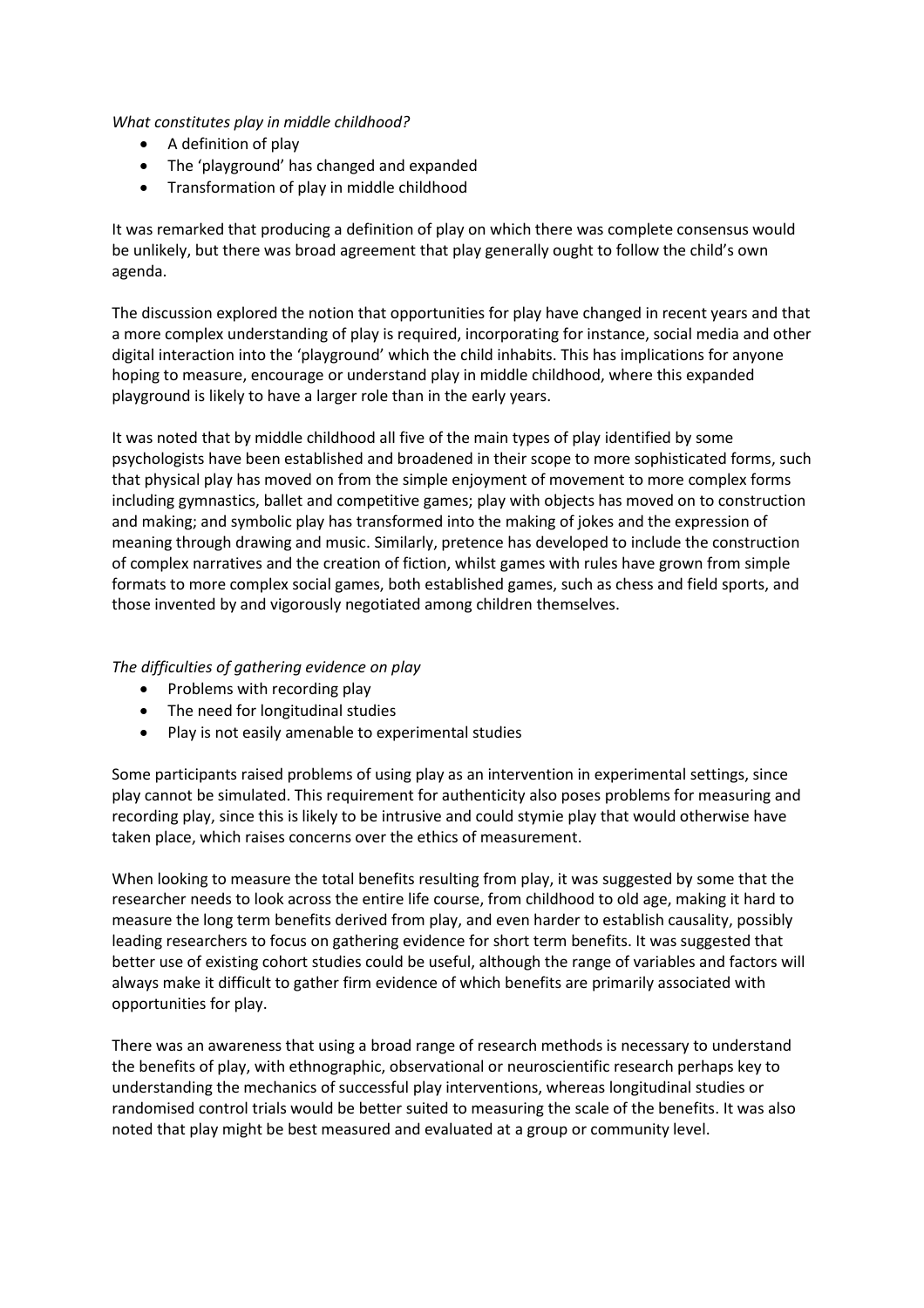*What constitutes play in middle childhood?*

- A definition of play
- The 'playground' has changed and expanded
- Transformation of play in middle childhood

It was remarked that producing a definition of play on which there was complete consensus would be unlikely, but there was broad agreement that play generally ought to follow the child's own agenda.

The discussion explored the notion that opportunities for play have changed in recent years and that a more complex understanding of play is required, incorporating for instance, social media and other digital interaction into the 'playground' which the child inhabits. This has implications for anyone hoping to measure, encourage or understand play in middle childhood, where this expanded playground is likely to have a larger role than in the early years.

It was noted that by middle childhood all five of the main types of play identified by some psychologists have been established and broadened in their scope to more sophisticated forms, such that physical play has moved on from the simple enjoyment of movement to more complex forms including gymnastics, ballet and competitive games; play with objects has moved on to construction and making; and symbolic play has transformed into the making of jokes and the expression of meaning through drawing and music. Similarly, pretence has developed to include the construction of complex narratives and the creation of fiction, whilst games with rules have grown from simple formats to more complex social games, both established games, such as chess and field sports, and those invented by and vigorously negotiated among children themselves.

*The difficulties of gathering evidence on play*

- Problems with recording play
- The need for longitudinal studies
- Play is not easily amenable to experimental studies

Some participants raised problems of using play as an intervention in experimental settings, since play cannot be simulated. This requirement for authenticity also poses problems for measuring and recording play, since this is likely to be intrusive and could stymie play that would otherwise have taken place, which raises concerns over the ethics of measurement.

When looking to measure the total benefits resulting from play, it was suggested by some that the researcher needs to look across the entire life course, from childhood to old age, making it hard to measure the long term benefits derived from play, and even harder to establish causality, possibly leading researchers to focus on gathering evidence for short term benefits. It was suggested that better use of existing cohort studies could be useful, although the range of variables and factors will always make it difficult to gather firm evidence of which benefits are primarily associated with opportunities for play.

There was an awareness that using a broad range of research methods is necessary to understand the benefits of play, with ethnographic, observational or neuroscientific research perhaps key to understanding the mechanics of successful play interventions, whereas longitudinal studies or randomised control trials would be better suited to measuring the scale of the benefits. It was also noted that play might be best measured and evaluated at a group or community level.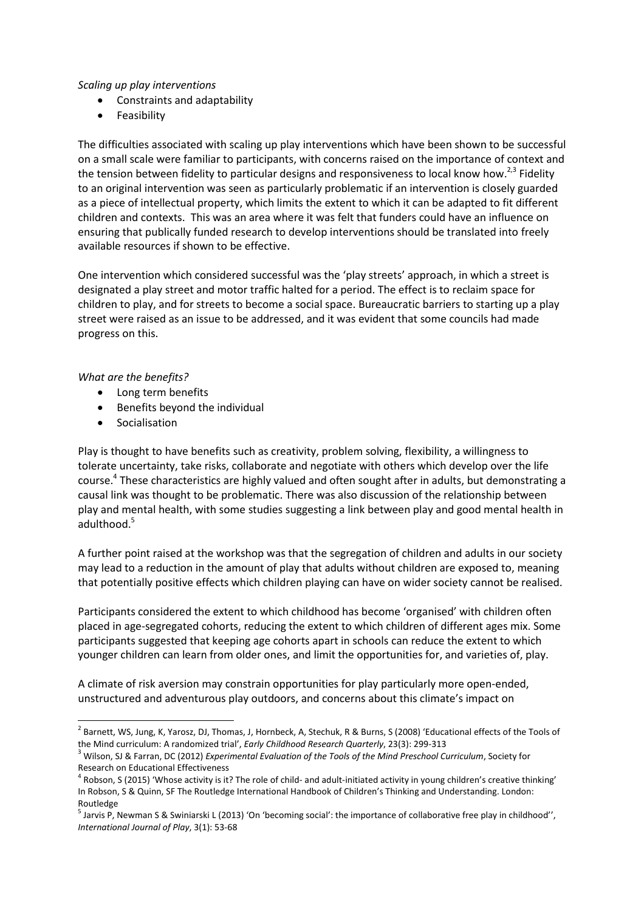*Scaling up play interventions*

- Constraints and adaptability
- Feasibility

The difficulties associated with scaling up play interventions which have been shown to be successful on a small scale were familiar to participants, with concerns raised on the importance of context and the tension between fidelity to particular designs and responsiveness to local know how.[2,3] Fidelity to an original intervention was seen as particularly problematic if an intervention is closely guarded as a piece of intellectual property, which limits the extent to which it can be adapted to fit different children and contexts. This was an area where it was felt that funders could have an influence on ensuring that publically funded research to develop interventions should be translated into freely available resources if shown to be effective.

One intervention which considered successful was the 'play streets' approach, in which a street is designated a play street and motor traffic halted for a period. The effect is to reclaim space for children to play, and for streets to become a social space. Bureaucratic barriers to starting up a play street were raised as an issue to be addressed, and it was evident that some councils had made progress on this.

*What are the benefits?*

- Long term benefits
- Benefits beyond the individual
- Socialisation

Play is thought to have benefits such as creativity, problem solving, flexibility, a willingness to tolerate uncertainty, take risks, collaborate and negotiate with others which develop over the life course.[4] These characteristics are highly valued and often sought after in adults, but demonstrating a causal link was thought to be problematic. There was also discussion of the relationship between play and mental health, with some studies suggesting a link between play and good mental health in adulthood.[5]

A further point raised at the workshop was that the segregation of children and adults in our society may lead to a reduction in the amount of play that adults without children are exposed to, meaning that potentially positive effects which children playing can have on wider society cannot be realised.

Participants considered the extent to which childhood has become 'organised' with children often placed in age-segregated cohorts, reducing the extent to which children of different ages mix. Some participants suggested that keeping age cohorts apart in schools can reduce the extent to which younger children can learn from older ones, and limit the opportunities for, and varieties of, play.

A climate of risk aversion may constrain opportunities for play particularly more open-ended, unstructured and adventurous play outdoors, and concerns about this climate's impact on

---

[2] Barnett, WS, Jung, K, Yarosz, DJ, Thomas, J, Hornbeck, A, Stechuk, R & Burns, S (2008) 'Educational effects of the Tools of the Mind curriculum: A randomized trial', *Early Childhood Research Quarterly*, 23(3): 299-313

[3] Wilson, SJ & Farran, DC (2012) *Experimental Evaluation of the Tools of the Mind Preschool Curriculum*, Society for Research on Educational Effectiveness

[4] Robson, S (2015) 'Whose activity is it? The role of child- and adult-initiated activity in young children's creative thinking' In Robson, S & Quinn, SF The Routledge International Handbook of Children's Thinking and Understanding. London: Routledge

[5] Jarvis P, Newman S & Swiniarski L (2013) 'On 'becoming social': the importance of collaborative free play in childhood'', *International Journal of Play*, 3(1): 53-68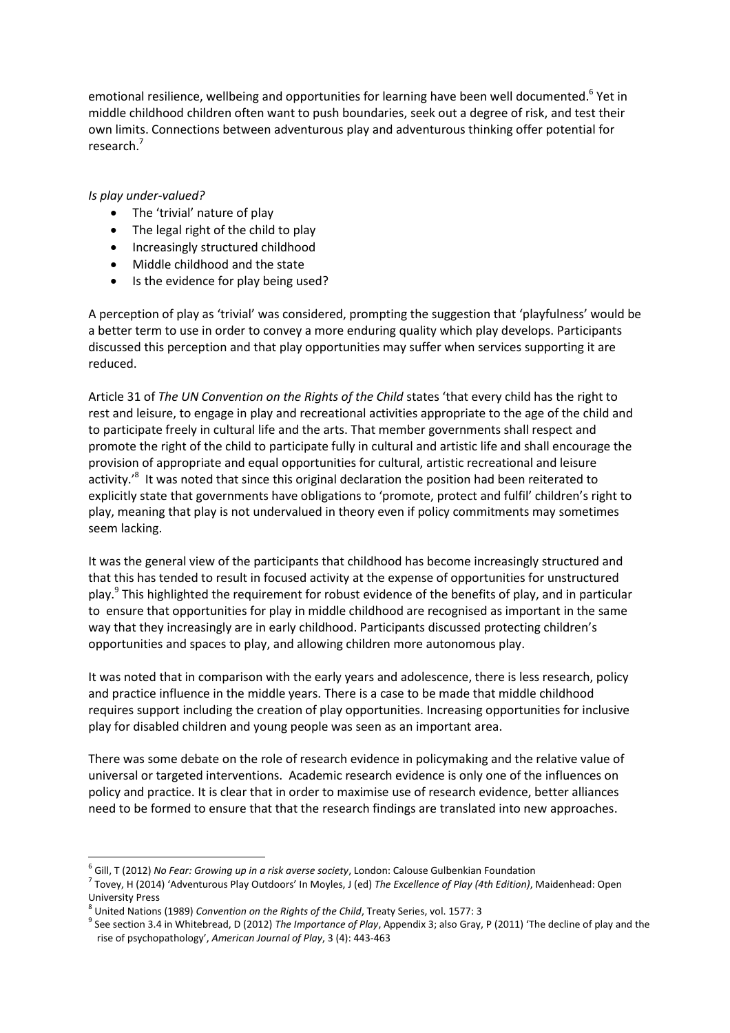emotional resilience, wellbeing and opportunities for learning have been well documented.[6] Yet in middle childhood children often want to push boundaries, seek out a degree of risk, and test their own limits. Connections between adventurous play and adventurous thinking offer potential for research.[7]

*Is play under-valued?*

- The 'trivial' nature of play
- The legal right of the child to play
- Increasingly structured childhood
- Middle childhood and the state
- Is the evidence for play being used?

A perception of play as 'trivial' was considered, prompting the suggestion that 'playfulness' would be a better term to use in order to convey a more enduring quality which play develops. Participants discussed this perception and that play opportunities may suffer when services supporting it are reduced.

Article 31 of *The UN Convention on the Rights of the Child* states 'that every child has the right to rest and leisure, to engage in play and recreational activities appropriate to the age of the child and to participate freely in cultural life and the arts. That member governments shall respect and promote the right of the child to participate fully in cultural and artistic life and shall encourage the provision of appropriate and equal opportunities for cultural, artistic recreational and leisure activity.'[8] It was noted that since this original declaration the position had been reiterated to explicitly state that governments have obligations to 'promote, protect and fulfil' children's right to play, meaning that play is not undervalued in theory even if policy commitments may sometimes seem lacking.

It was the general view of the participants that childhood has become increasingly structured and that this has tended to result in focused activity at the expense of opportunities for unstructured play.[9] This highlighted the requirement for robust evidence of the benefits of play, and in particular to ensure that opportunities for play in middle childhood are recognised as important in the same way that they increasingly are in early childhood. Participants discussed protecting children's opportunities and spaces to play, and allowing children more autonomous play.

It was noted that in comparison with the early years and adolescence, there is less research, policy and practice influence in the middle years. There is a case to be made that middle childhood requires support including the creation of play opportunities. Increasing opportunities for inclusive play for disabled children and young people was seen as an important area.

There was some debate on the role of research evidence in policymaking and the relative value of universal or targeted interventions. Academic research evidence is only one of the influences on policy and practice. It is clear that in order to maximise use of research evidence, better alliances need to be formed to ensure that that the research findings are translated into new approaches.

---

[6] Gill, T (2012) *No Fear: Growing up in a risk averse society*, London: Calouse Gulbenkian Foundation

[7] Tovey, H (2014) 'Adventurous Play Outdoors' In Moyles, J (ed) *The Excellence of Play (4th Edition)*, Maidenhead: Open University Press

[8] United Nations (1989) *Convention on the Rights of the Child*, Treaty Series, vol. 1577: 3

[9] See section 3.4 in Whitebread, D (2012) *The Importance of Play*, Appendix 3; also Gray, P (2011) 'The decline of play and the rise of psychopathology', *American Journal of Play*, 3 (4): 443-463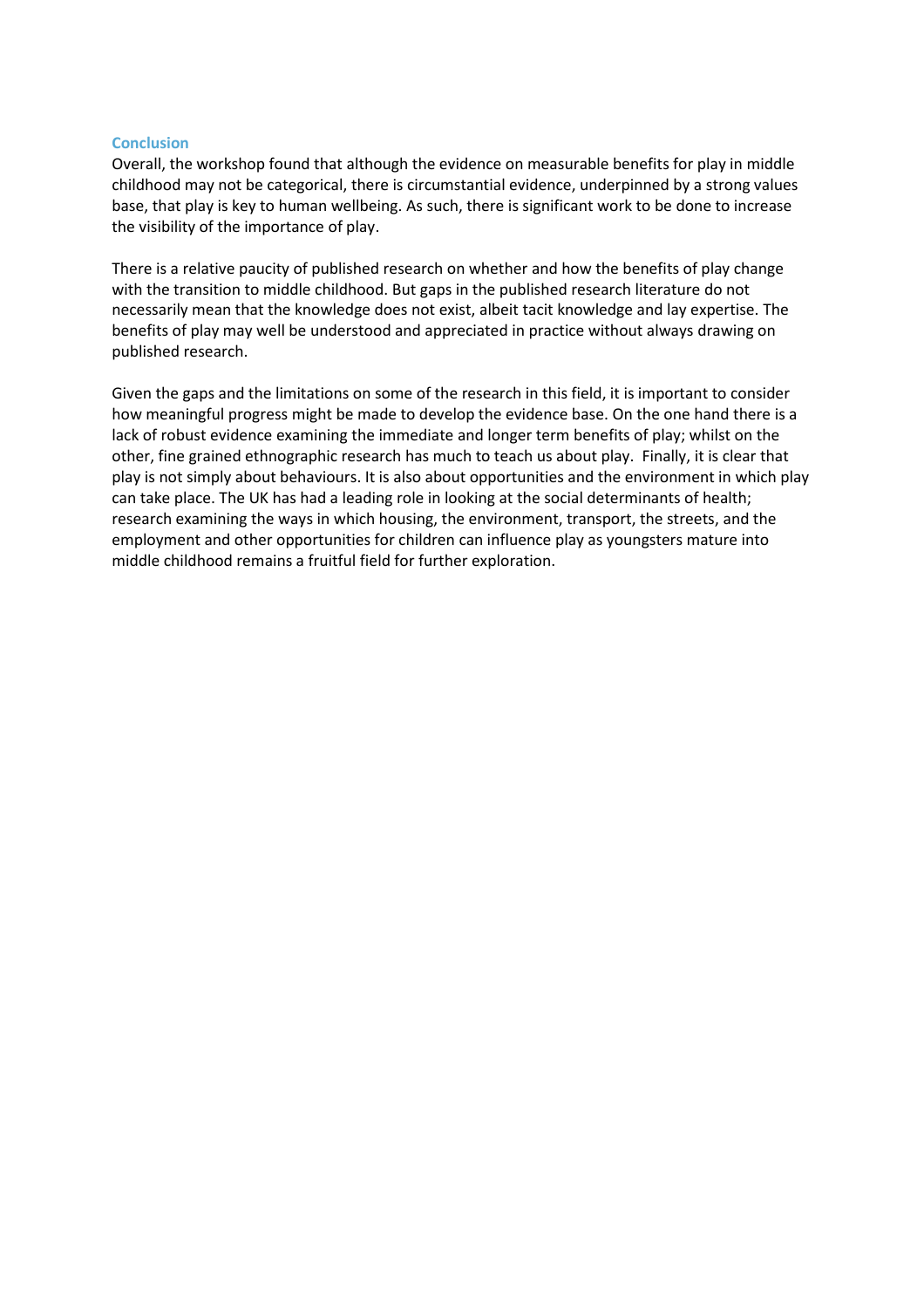## Conclusion

Overall, the workshop found that although the evidence on measurable benefits for play in middle childhood may not be categorical, there is circumstantial evidence, underpinned by a strong values base, that play is key to human wellbeing. As such, there is significant work to be done to increase the visibility of the importance of play.

There is a relative paucity of published research on whether and how the benefits of play change with the transition to middle childhood. But gaps in the published research literature do not necessarily mean that the knowledge does not exist, albeit tacit knowledge and lay expertise. The benefits of play may well be understood and appreciated in practice without always drawing on published research.

Given the gaps and the limitations on some of the research in this field, it is important to consider how meaningful progress might be made to develop the evidence base. On the one hand there is a lack of robust evidence examining the immediate and longer term benefits of play; whilst on the other, fine grained ethnographic research has much to teach us about play. Finally, it is clear that play is not simply about behaviours. It is also about opportunities and the environment in which play can take place. The UK has had a leading role in looking at the social determinants of health; research examining the ways in which housing, the environment, transport, the streets, and the employment and other opportunities for children can influence play as youngsters mature into middle childhood remains a fruitful field for further exploration.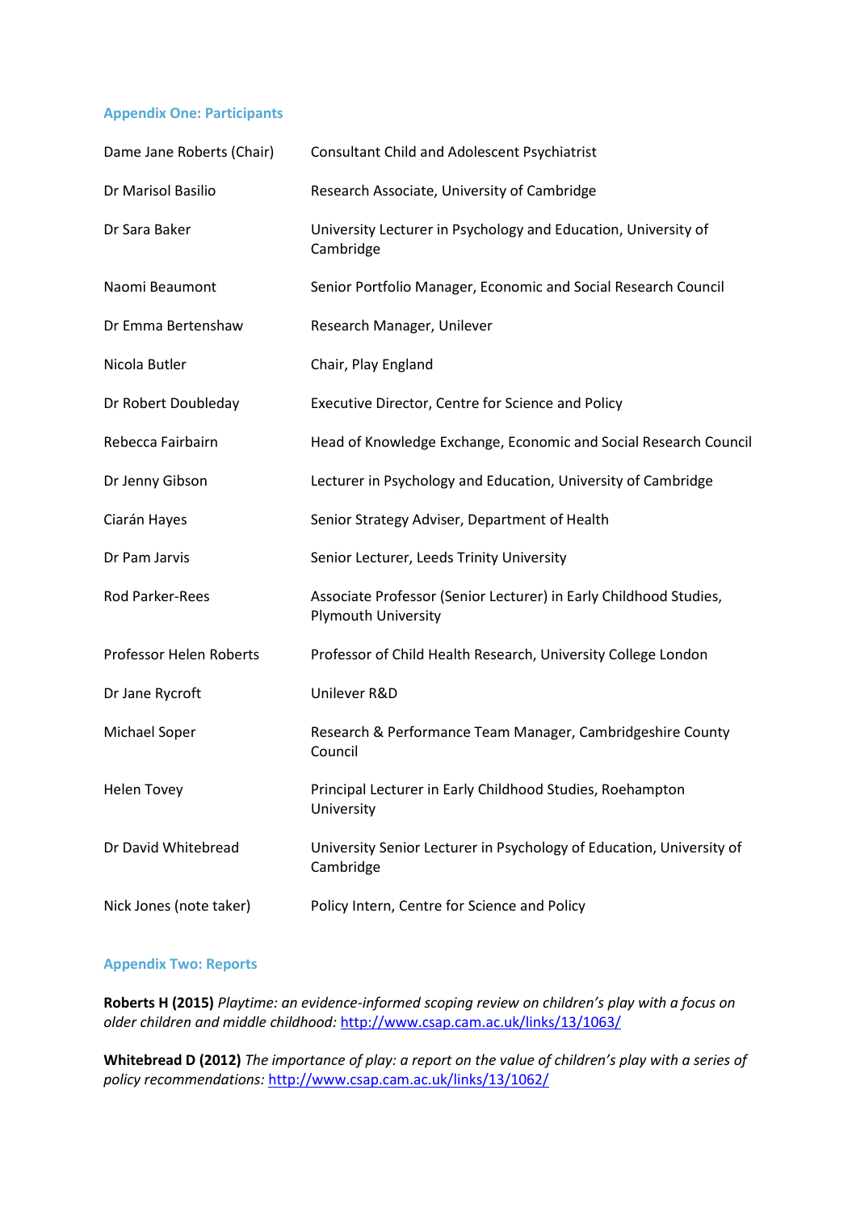## Appendix One: Participants

| | |
|---|---|
| Dame Jane Roberts (Chair) | Consultant Child and Adolescent Psychiatrist |
| Dr Marisol Basilio | Research Associate, University of Cambridge |
| Dr Sara Baker | University Lecturer in Psychology and Education, University of Cambridge |
| Naomi Beaumont | Senior Portfolio Manager, Economic and Social Research Council |
| Dr Emma Bertenshaw | Research Manager, Unilever |
| Nicola Butler | Chair, Play England |
| Dr Robert Doubleday | Executive Director, Centre for Science and Policy |
| Rebecca Fairbairn | Head of Knowledge Exchange, Economic and Social Research Council |
| Dr Jenny Gibson | Lecturer in Psychology and Education, University of Cambridge |
| Ciarán Hayes | Senior Strategy Adviser, Department of Health |
| Dr Pam Jarvis | Senior Lecturer, Leeds Trinity University |
| Rod Parker-Rees | Associate Professor (Senior Lecturer) in Early Childhood Studies, Plymouth University |
| Professor Helen Roberts | Professor of Child Health Research, University College London |
| Dr Jane Rycroft | Unilever R&D |
| Michael Soper | Research & Performance Team Manager, Cambridgeshire County Council |
| Helen Tovey | Principal Lecturer in Early Childhood Studies, Roehampton University |
| Dr David Whitebread | University Senior Lecturer in Psychology of Education, University of Cambridge |
| Nick Jones (note taker) | Policy Intern, Centre for Science and Policy |

## Appendix Two: Reports

**Roberts H (2015)** *Playtime: an evidence-informed scoping review on children's play with a focus on older children and middle childhood:* http://www.csap.cam.ac.uk/links/13/1063/

**Whitebread D (2012)** *The importance of play: a report on the value of children's play with a series of policy recommendations:* http://www.csap.cam.ac.uk/links/13/1062/